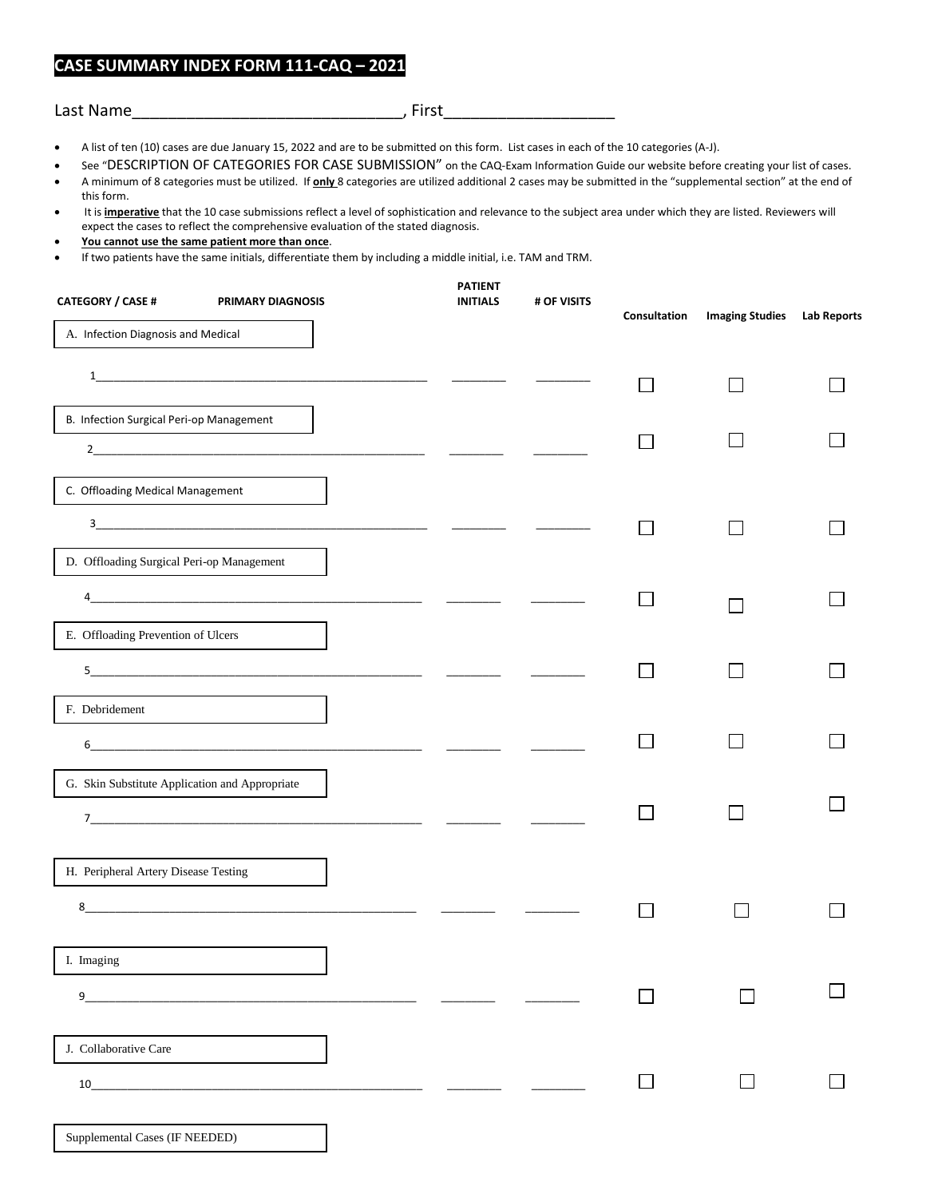# CASE SUMMARY INDEX FORM 111-CAQ – 2021

Last Name______________________________, First__________________

- A list of ten (10) cases are due January 15, 2022 and are to be submitted on this form. List cases in each of the 10 categories (A-J).
- See "DESCRIPTION OF CATEGORIES FOR CASE SUBMISSION" on the CAQ-Exam Information Guide our website before creating your list of cases.
- A minimum of 8 categories must be utilized. If **only** 8 categories are utilized additional 2 cases may be submitted in the "supplemental section" at the end of this form.
- It is **imperative** that the 10 case submissions reflect a level of sophistication and relevance to the subject area under which they are listed. Reviewers will expect the cases to reflect the comprehensive evaluation of the stated diagnosis.
- **You cannot use the same patient more than once**.
- If two patients have the same initials, differentiate them by including a middle initial, i.e. TAM and TRM.

| CATEGORY / CASE # | PRIMARY DIAGNOSIS | PATIENT INITIALS | # OF VISITS | Consultation | Imaging Studies | Lab Reports |
|---|---|---|---|---|---|---|
| A. Infection Diagnosis and Medical | | | | | | |
| 1 | ______________________ | ________ | ________ | ☐ | ☐ | ☐ |
| B. Infection Surgical Peri-op Management | | | | | | |
| 2 | ______________________ | ________ | ________ | ☐ | ☐ | ☐ |
| C. Offloading Medical Management | | | | | | |
| 3 | ______________________ | ________ | ________ | ☐ | ☐ | ☐ |
| D. Offloading Surgical Peri-op Management | | | | | | |
| 4 | ______________________ | ________ | ________ | ☐ | ☐ | ☐ |
| E. Offloading Prevention of Ulcers | | | | | | |
| 5 | ______________________ | ________ | ________ | ☐ | ☐ | ☐ |
| F. Debridement | | | | | | |
| 6 | ______________________ | ________ | ________ | ☐ | ☐ | ☐ |
| G. Skin Substitute Application and Appropriate | | | | | | |
| 7 | ______________________ | ________ | ________ | ☐ | ☐ | ☐ |
| H. Peripheral Artery Disease Testing | | | | | | |
| 8 | ______________________ | ________ | ________ | ☐ | ☐ | ☐ |
| I. Imaging | | | | | | |
| 9 | ______________________ | ________ | ________ | ☐ | ☐ | ☐ |
| J. Collaborative Care | | | | | | |
| 10 | ______________________ | ________ | ________ | ☐ | ☐ | ☐ |

Supplemental Cases (IF NEEDED)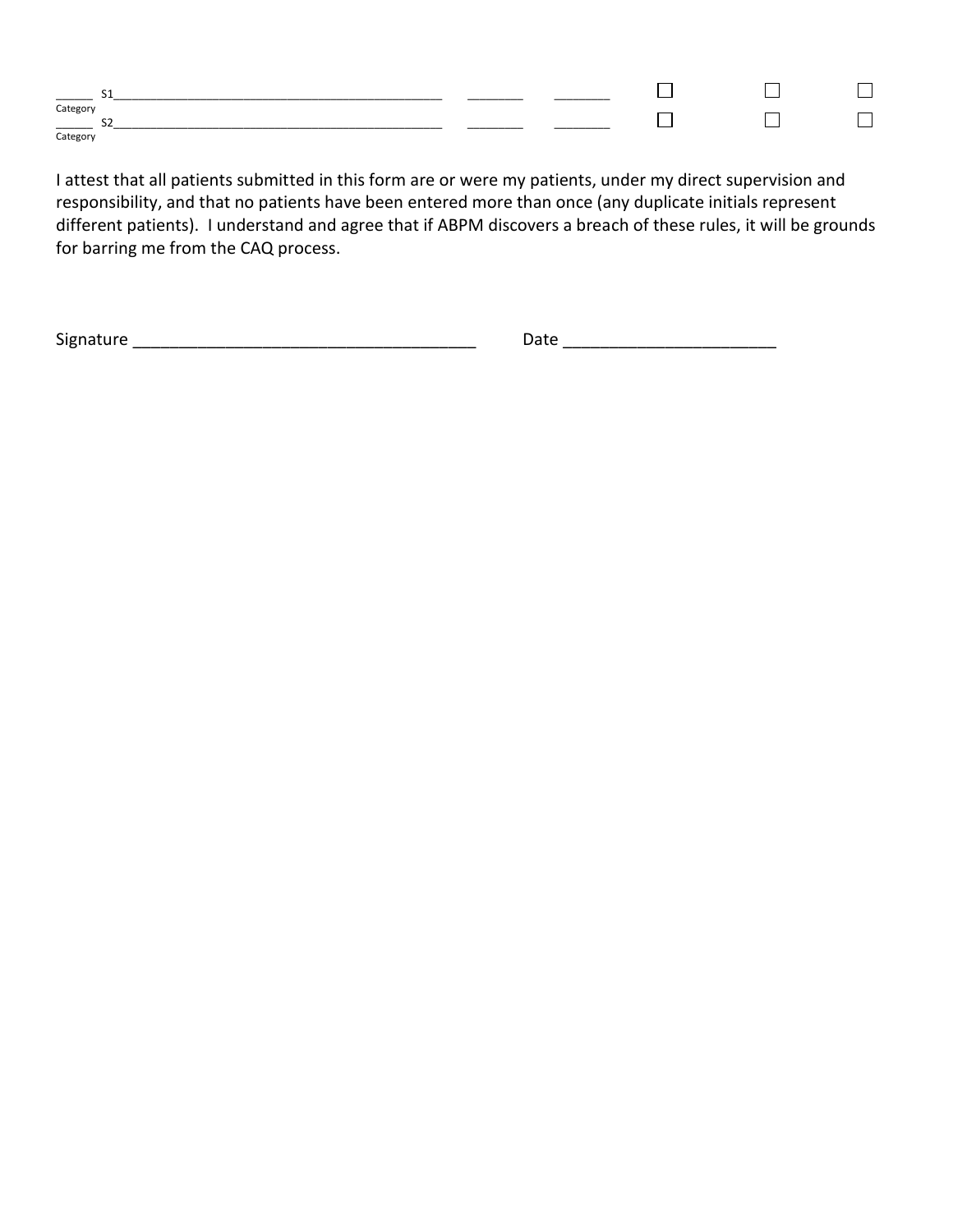| | | | | | | |
|---|---|---|---|---|---|---|
| ______ Category | S1________________________________________________ | ________ | ________ | ☐ | ☐ | ☐ |
| ______ Category | S2________________________________________________ | ________ | ________ | ☐ | ☐ | ☐ |

I attest that all patients submitted in this form are or were my patients, under my direct supervision and responsibility, and that no patients have been entered more than once (any duplicate initials represent different patients). I understand and agree that if ABPM discovers a breach of these rules, it will be grounds for barring me from the CAQ process.

Signature ______________________________________ Date _______________________